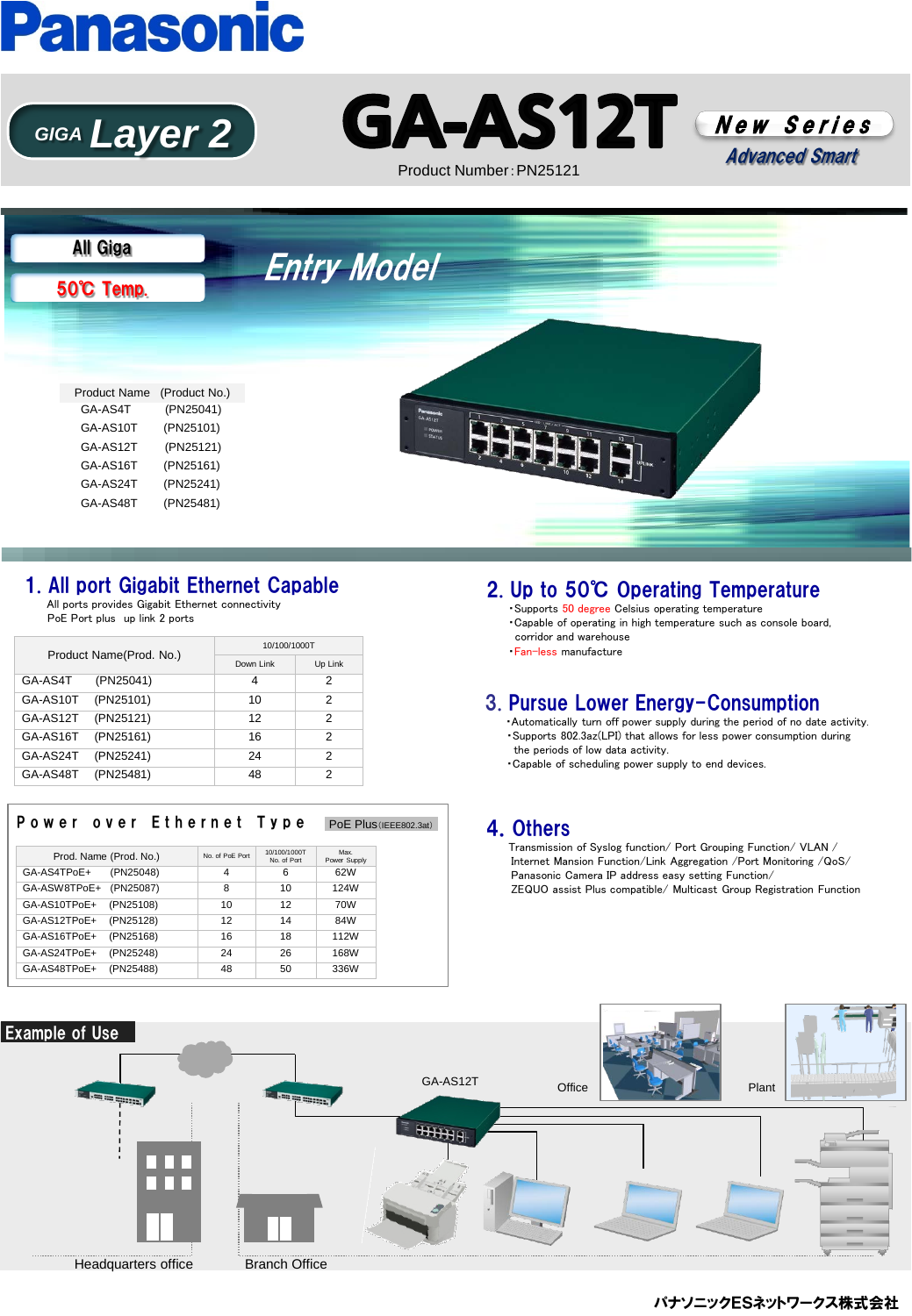Panasonic

GIGA Layer 2

# GA-AS12T

Product Number：PN25121

New Series

Advanced Smart

All Giga

50℃ Temp.

Entry Model

| Product Name | (Product No.) |
|---|---|
| GA-AS4T | (PN25041) |
| GA-AS10T | (PN25101) |
| GA-AS12T | (PN25121) |
| GA-AS16T | (PN25161) |
| GA-AS24T | (PN25241) |
| GA-AS48T | (PN25481) |

## 1. All port Gigabit Ethernet Capable

All ports provides Gigabit Ethernet connectivity
PoE Port plus up link 2 ports

| Product Name(Prod. No.) | 10/100/1000T | |
|---|---|---|
| | Down Link | Up Link |
| GA-AS4T (PN25041) | 4 | 2 |
| GA-AS10T (PN25101) | 10 | 2 |
| GA-AS12T (PN25121) | 12 | 2 |
| GA-AS16T (PN25161) | 16 | 2 |
| GA-AS24T (PN25241) | 24 | 2 |
| GA-AS48T (PN25481) | 48 | 2 |

### Power over Ethernet Type

PoE Plus (IEEE802.3at)

| Prod. Name (Prod. No.) | No. of PoE Port | 10/100/1000T No. of Port | Max. Power Supply |
|---|---|---|---|
| GA-AS4TPoE+ (PN25048) | 4 | 6 | 62W |
| GA-ASW8TPoE+ (PN25087) | 8 | 10 | 124W |
| GA-AS10TPoE+ (PN25108) | 10 | 12 | 70W |
| GA-AS12TPoE+ (PN25128) | 12 | 14 | 84W |
| GA-AS16TPoE+ (PN25168) | 16 | 18 | 112W |
| GA-AS24TPoE+ (PN25248) | 24 | 26 | 168W |
| GA-AS48TPoE+ (PN25488) | 48 | 50 | 336W |

## 2. Up to 50℃ Operating Temperature

- Supports 50 degree Celsius operating temperature
- Capable of operating in high temperature such as console board, corridor and warehouse
- Fan-less manufacture

## 3. Pursue Lower Energy-Consumption

- Automatically turn off power supply during the period of no date activity.
- Supports 802.3az(LPI) that allows for less power consumption during the periods of low data activity.
- Capable of scheduling power supply to end devices.

## 4. Others

Transmission of Syslog function/ Port Grouping Function/ VLAN / Internet Mansion Function/Link Aggregation /Port Monitoring /QoS/ Panasonic Camera IP address easy setting Function/ ZEQUO assist Plus compatible/ Multicast Group Registration Function

## Example of Use

GA-AS12T

Office

Plant

Headquarters office

Branch Office

パナソニックESネットワークス株式会社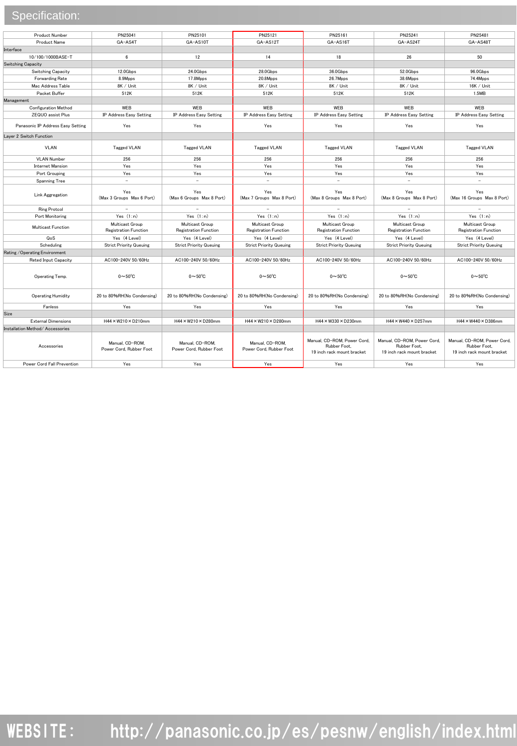## Specification:

| Product Number | PN25041 | PN25101 | PN25121 | PN25161 | PN25241 | PN25481 |
|---|---|---|---|---|---|---|
| Product Name | GA-AS4T | GA-AS10T | GA-AS12T | GA-AS16T | GA-AS24T | GA-AS48T |
| Interface | | | | | | |
| 10/100/1000BASE-T | 6 | 12 | 14 | 18 | 26 | 50 |
| Switching Capacity | | | | | | |
| Switching Capacity | 12.0Gbps | 24.0Gbps | 28.0Gbps | 36.0Gbps | 52.0Gbps | 96.0Gbps |
| Forwarding Rate | 8.9Mpps | 17.8Mpps | 20.8Mpps | 26.7Mpps | 38.6Mpps | 74.4Mpps |
| Mac Address Table | 8K / Unit | 8K / Unit | 8K / Unit | 8K / Unit | 8K / Unit | 16K / Unit |
| Packet Buffer | 512K | 512K | 512K | 512K | 512K | 1.5MB |
| Management | | | | | | |
| Configuration Method | WEB | WEB | WEB | WEB | WEB | WEB |
| ZEQUO assist Plus | IP Address Easy Setting | IP Address Easy Setting | IP Address Easy Setting | IP Address Easy Setting | IP Address Easy Setting | IP Address Easy Setting |
| Panasonic IP Address Easy Setting | Yes | Yes | Yes | Yes | Yes | Yes |
| Layer 2 Switch Function | | | | | | |
| VLAN | Tagged VLAN | Tagged VLAN | Tagged VLAN | Tagged VLAN | Tagged VLAN | Tagged VLAN |
| VLAN Number | 256 | 256 | 256 | 256 | 256 | 256 |
| Internet Mansion | Yes | Yes | Yes | Yes | Yes | Yes |
| Port Grouping | Yes | Yes | Yes | Yes | Yes | Yes |
| Spanning Tree | – | – | – | – | – | – |
| Link Aggregation | Yes (Max 3 Groups Max 6 Port) | Yes (Max 6 Groups Max 8 Port) | Yes (Max 7 Groups Max 8 Port) | Yes (Max 8 Groups Max 8 Port) | Yes (Max 8 Groups Max 8 Port) | Yes (Max 16 Groups Max 8 Port) |
| Ring Protcol | – | – | – | – | – | – |
| Port Monitoring | Yes (1:n) | Yes (1:n) | Yes (1:n) | Yes (1:n) | Yes (1:n) | Yes (1:n) |
| Multicast Function | Multicast Group Registration Function | Multicast Group Registration Function | Multicast Group Registration Function | Multicast Group Registration Function | Multicast Group Registration Function | Multicast Group Registration Function |
| QoS | Yes (4 Level) | Yes (4 Level) | Yes (4 Level) | Yes (4 Level) | Yes (4 Level) | Yes (4 Level) |
| Scheduling | Strict Priority Queuing | Strict Priority Queuing | Strict Priority Queuing | Strict Priority Queuing | Strict Priority Queuing | Strict Priority Queuing |
| Rating / Operating Environment | | | | | | |
| Reted Input Capacity | AC100-240V 50/60Hz | AC100-240V 50/60Hz | AC100-240V 50/60Hz | AC100-240V 50/60Hz | AC100-240V 50/60Hz | AC100-240V 50/60Hz |
| Operating Temp. | 0～50℃ | 0～50℃ | 0～50℃ | 0～50℃ | 0～50℃ | 0～50℃ |
| Operating Humidity | 20 to 80%RH(No Condensing) | 20 to 80%RH(No Condensing) | 20 to 80%RH(No Condensing) | 20 to 80%RH(No Condensing) | 20 to 80%RH(No Condensing) | 20 to 80%RH(No Condensing) |
| Fanless | Yes | Yes | Yes | Yes | Yes | Yes |
| Size | | | | | | |
| External Dimensions | H44×W210×D210mm | H44×W210×D280mm | H44×W210×D280mm | H44×W330×D230mm | H44×W440×D257mm | H44×W440×D386mm |
| Installation Method/ Accessories | | | | | | |
| Accessories | Manual, CD-ROM, Power Cord, Rubber Foot | Manual, CD-ROM, Power Cord, Rubber Foot | Manual, CD-ROM, Power Cord, Rubber Foot | Manual, CD-ROM, Power Cord, Rubber Foot, 19 inch rack mount bracket | Manual, CD-ROM, Power Cord, Rubber Foot, 19 inch rack mount bracket | Manual, CD-ROM, Power Cord, Rubber Foot, 19 inch rack mount bracket |
| Power Cord Fall Prevention | Yes | Yes | Yes | Yes | Yes | Yes |

WEBSITE: http://panasonic.co.jp/es/pesnw/english/index.html